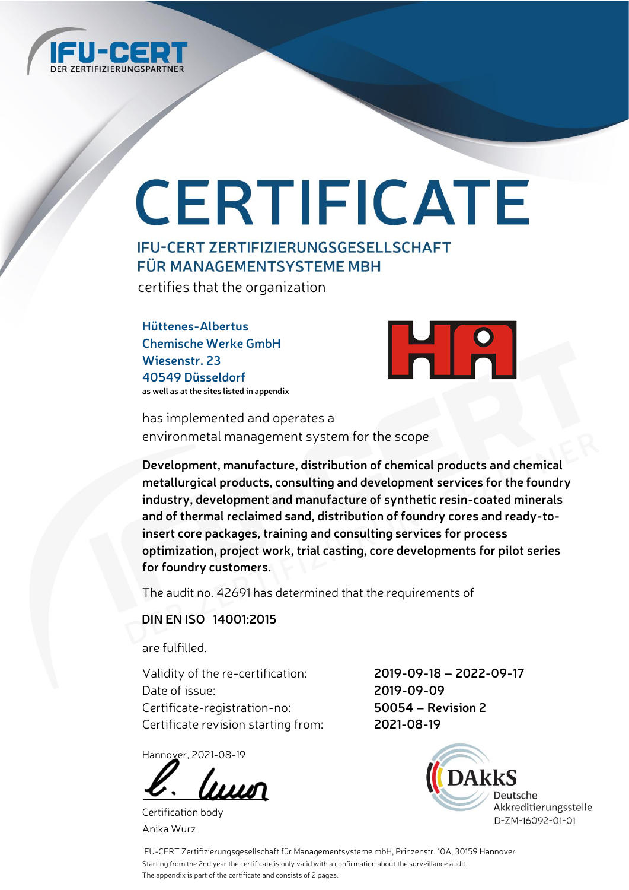IFU-CERT
DER ZERTIFIZIERUNGSPARTNER

# CERTIFICATE

## IFU-CERT ZERTIFIZIERUNGSGESELLSCHAFT FÜR MANAGEMENTSYSTEME MBH

certifies that the organization

**Hüttenes-Albertus**
**Chemische Werke GmbH**
**Wiesenstr. 23**
**40549 Düsseldorf**
**as well as at the sites listed in appendix**

has implemented and operates a
environmetal management system for the scope

**Development, manufacture, distribution of chemical products and chemical metallurgical products, consulting and development services for the foundry industry, development and manufacture of synthetic resin-coated minerals and of thermal reclaimed sand, distribution of foundry cores and ready-to-insert core packages, training and consulting services for process optimization, project work, trial casting, core developments for pilot series for foundry customers.**

The audit no. 42691 has determined that the requirements of

**DIN EN ISO 14001:2015**

are fulfilled.

| | |
|---|---|
| Validity of the re-certification: | **2019-09-18 – 2022-09-17** |
| Date of issue: | **2019-09-09** |
| Certificate-registration-no: | **50054 – Revision 2** |
| Certificate revision starting from: | **2021-08-19** |

Hannover, 2021-08-19

Certification body
Anika Wurz

DAkkS
Deutsche Akkreditierungsstelle
D-ZM-16092-01-01

IFU-CERT Zertifizierungsgesellschaft für Managementsysteme mbH, Prinzenstr. 10A, 30159 Hannover
Starting from the 2nd year the certificate is only valid with a confirmation about the surveillance audit.
The appendix is part of the certificate and consists of 2 pages.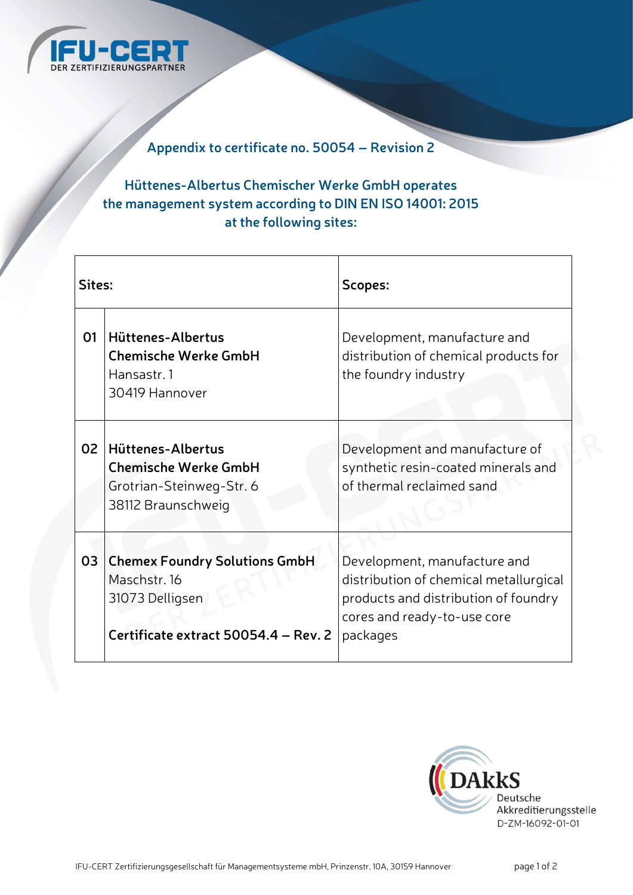## Appendix to certificate no. 50054 – Revision 2

### Hüttenes-Albertus Chemischer Werke GmbH operates the management system according to DIN EN ISO 14001: 2015 at the following sites:

| Sites: | | Scopes: |
|---|---|---|
| 01 | **Hüttenes-Albertus Chemische Werke GmbH**<br>Hansastr. 1<br>30419 Hannover | Development, manufacture and distribution of chemical products for the foundry industry |
| 02 | **Hüttenes-Albertus Chemische Werke GmbH**<br>Grotrian-Steinweg-Str. 6<br>38112 Braunschweig | Development and manufacture of synthetic resin-coated minerals and of thermal reclaimed sand |
| 03 | **Chemex Foundry Solutions GmbH**<br>Maschstr. 16<br>31073 Delligsen<br><br>**Certificate extract 50054.4 – Rev. 2** | Development, manufacture and distribution of chemical metallurgical products and distribution of foundry cores and ready-to-use core packages |

DAkkS Deutsche Akkreditierungsstelle D-ZM-16092-01-01

IFU-CERT Zertifizierungsgesellschaft für Managementsysteme mbH, Prinzenstr. 10A, 30159 Hannover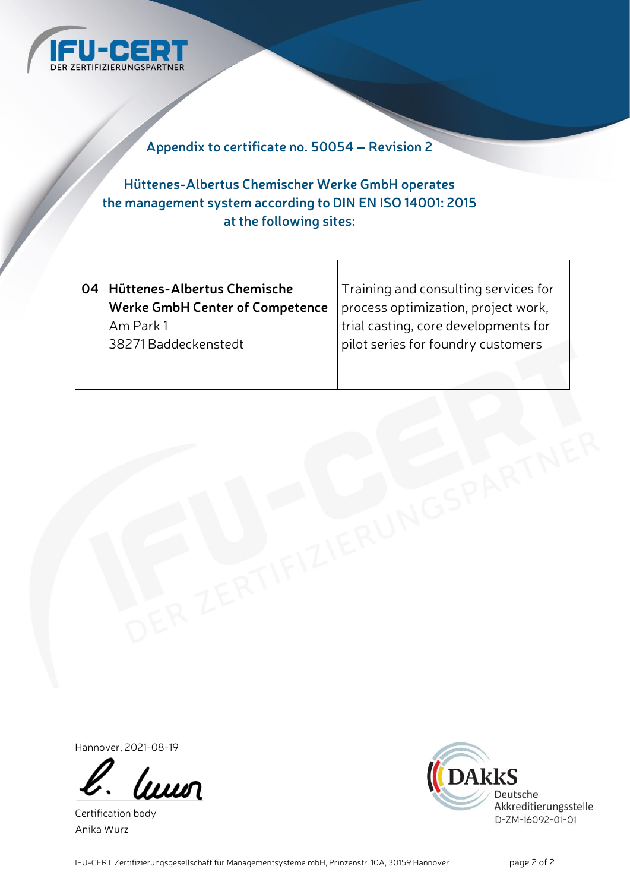## Appendix to certificate no. 50054 – Revision 2

**Hüttenes-Albertus Chemischer Werke GmbH operates the management system according to DIN EN ISO 14001: 2015 at the following sites:**

| | | |
|---|---|---|
| **04** | **Hüttenes-Albertus Chemische Werke GmbH Center of Competence**<br>Am Park 1<br>38271 Baddeckenstedt | Training and consulting services for process optimization, project work, trial casting, core developments for pilot series for foundry customers |

Hannover, 2021-08-19

Certification body
Anika Wurz

DAkkS
Deutsche Akkreditierungsstelle
D-ZM-16092-01-01

IFU-CERT Zertifizierungsgesellschaft für Managementsysteme mbH, Prinzenstr. 10A, 30159 Hannover